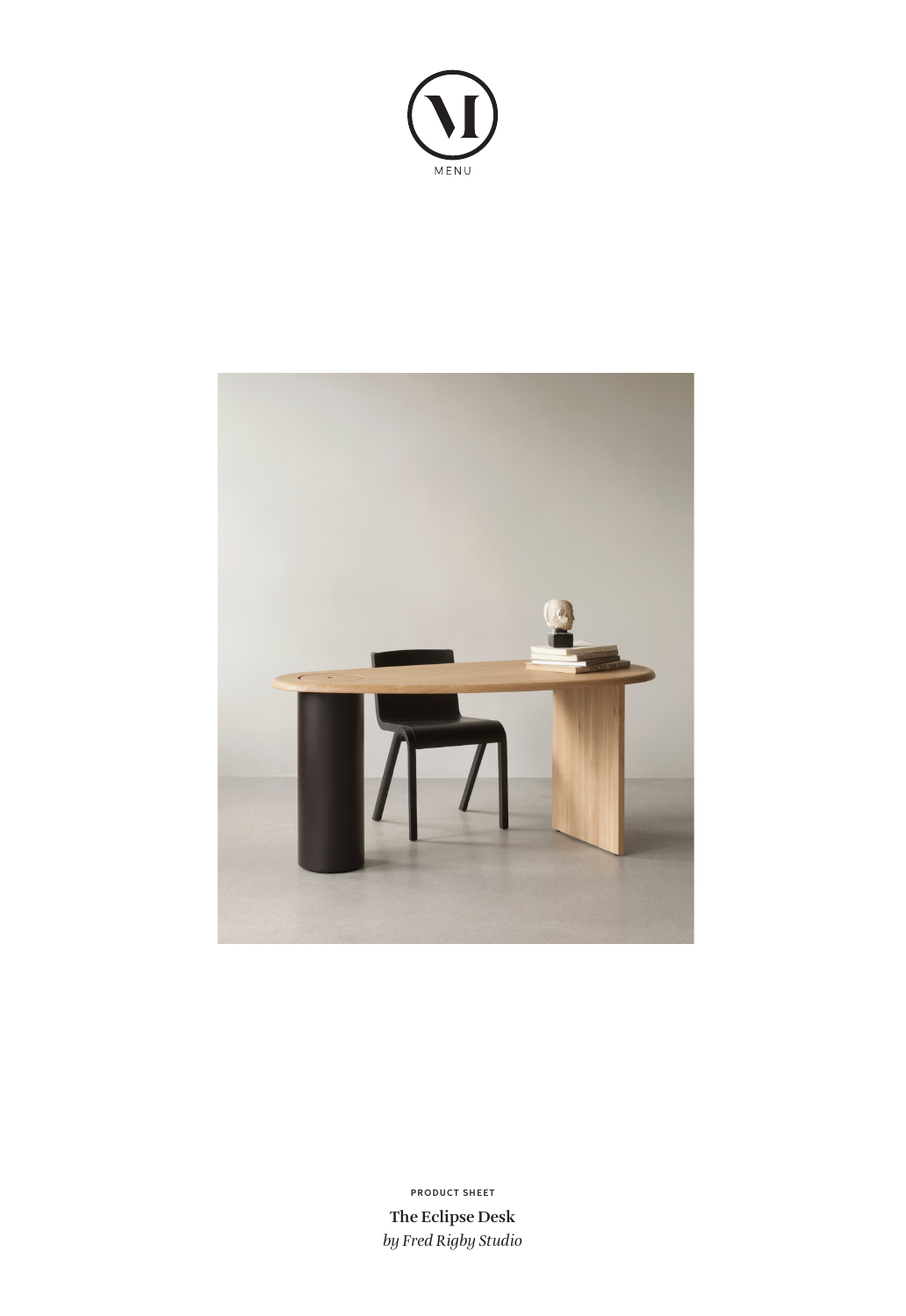MENU

PRODUCT SHEET

**The Eclipse Desk**

*by Fred Rigby Studio*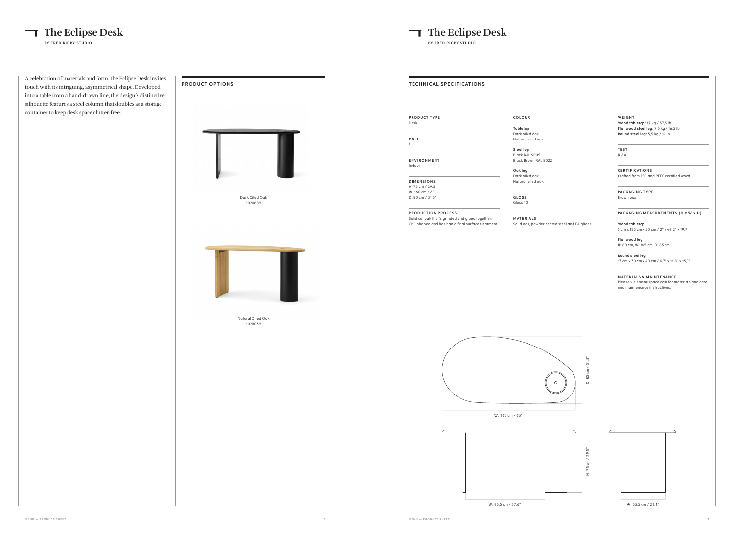# The Eclipse Desk

**BY FRED RIGBY STUDIO**

A celebration of materials and form, the Eclipse Desk invites touch with its intriguing, asymmetrical shape. Developed into a table from a hand-drawn line, the design's distinctive silhouette features a steel column that doubles as a storage container to keep desk space clutter-free.

## PRODUCT OPTIONS

Dark Oiled Oak
1020889

Natural Oiled Oak
1020039

# The Eclipse Desk

**BY FRED RIGBY STUDIO**

## TECHNICAL SPECIFICATIONS

**PRODUCT TYPE**
Desk

**COLLI**
1

**ENVIRONMENT**
Indoor

**DIMENSIONS**
H: 75 cm / 29,5"
W: 160 cm / 6"
D: 80 cm / 31,5"

**PRODUCTION PROCESS**
Solid cut oak that's grinded and glued together, CNC shaped and has had a final surface treatment.

**COLOUR**

**Tabletop**
Dark oiled oak
Natural oiled oak

**Steel leg**
Black RAL 9005
Black Brown RAL 8022

**Oak leg**
Dark oiled oak
Natural oiled oak

**GLOSS**
Gloss 10

**MATERIALS**
Solid oak, powder coated steel and PA glides.

**WEIGHT**
**Wood tabletop:** 17 kg / 37,5 lb
**Flat wood steel leg:** 7,5 kg / 16,5 lb
**Round steel leg:** 5,5 kg / 12 lb

**TEST**
N / A

**CERTIFICATIONS**
Crafted from FSC and PEFC certified wood.

**PACKAGING TYPE**
Brown box

**PACKAGING MEASUREMENTS (H x W x D)**

**Wood tabletop**
5 cm x 125 cm x 50 cm / 2" x 49,2" x 19,7"

**Flat wood leg**
H: 80 cm, W: 165 cm, D: 85 cm

**Round steel leg**
17 cm x 30 cm x 40 cm / 6.7" x 11,8" x 15,7"

**MATERIALS & MAINTENANCE**
Please visit menuspace.com for materials and care and maintenance instructions.

D: 80 cm / 31,5"
W: 160 cm / 63"
H: 75 cm / 29,5"
W: 95,5 cm / 37,6"
W: 53,5 cm / 21,1"